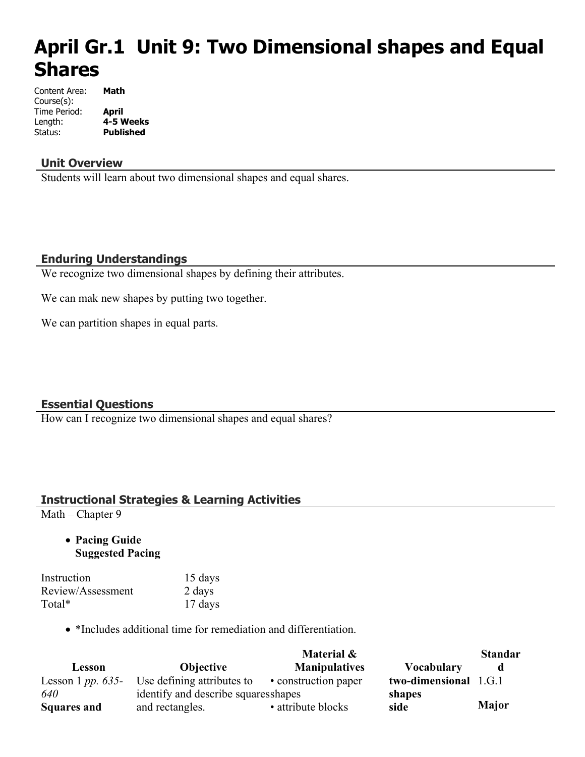# April Gr.1 Unit 9: Two Dimensional shapes and Equal Shares

Content Area: **Math**
Course(s):
Time Period: **April**
Length: **4-5 Weeks**
Status: **Published**

## Unit Overview

Students will learn about two dimensional shapes and equal shares.

## Enduring Understandings

We recognize two dimensional shapes by defining their attributes.

We can mak new shapes by putting two together.

We can partition shapes in equal parts.

## Essential Questions

How can I recognize two dimensional shapes and equal shares?

## Instructional Strategies & Learning Activities

Math – Chapter 9

- **Pacing Guide**
  **Suggested Pacing**

| | |
|---|---|
| Instruction | 15 days |
| Review/Assessment | 2 days |
| Total* | 17 days |

- *Includes additional time for remediation and differentiation.

| Lesson | Objective | Material & Manipulatives | Vocabulary | Standard |
|---|---|---|---|---|
| Lesson 1 *pp. 635-640* **Squares and** | Use defining attributes to identify and describe squares and rectangles. | • construction paper shapes • attribute blocks | **two-dimensional shapes** **side** | 1.G.1 **Major** |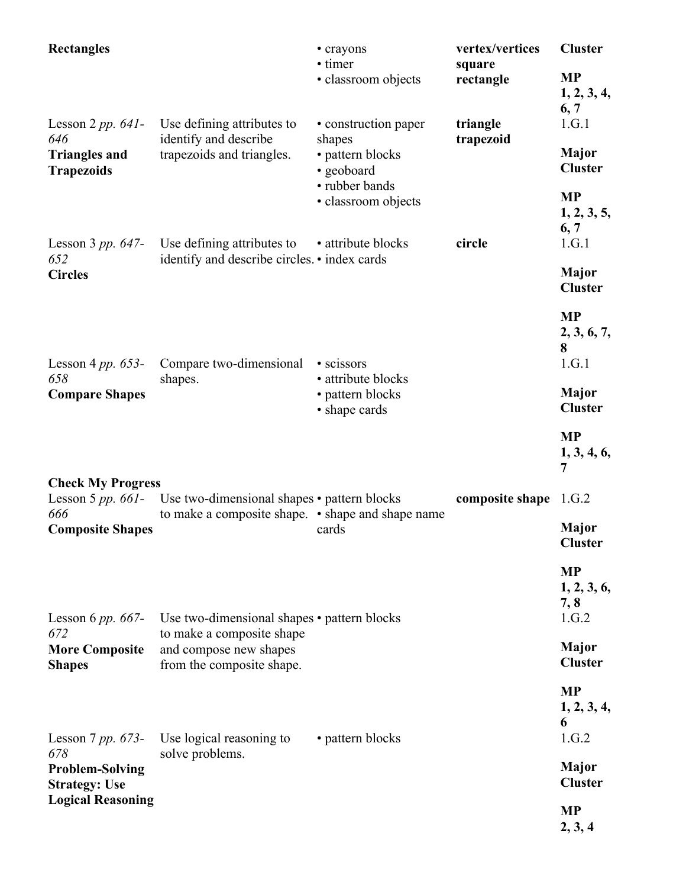| | | | | |
|---|---|---|---|---|
| **Rectangles** | | • crayons<br>• timer<br>• classroom objects | **vertex/vertices**<br>**square**<br>**rectangle** | **Cluster**<br><br>**MP**<br>**1, 2, 3, 4, 6, 7** |
| Lesson 2 *pp. 641-646*<br>**Triangles and Trapezoids** | Use defining attributes to identify and describe trapezoids and triangles. | • construction paper shapes<br>• pattern blocks<br>• geoboard<br>• rubber bands<br>• classroom objects | **triangle**<br>**trapezoid** | 1.G.1<br><br>**Major Cluster**<br><br>**MP**<br>**1, 2, 3, 5, 6, 7** |
| Lesson 3 *pp. 647-652*<br>**Circles** | Use defining attributes to identify and describe circles. | • attribute blocks<br>• index cards | **circle** | 1.G.1<br><br>**Major Cluster**<br><br>**MP**<br>**2, 3, 6, 7, 8** |
| Lesson 4 *pp. 653-658*<br>**Compare Shapes** | Compare two-dimensional shapes. | • scissors<br>• attribute blocks<br>• pattern blocks<br>• shape cards | | 1.G.1<br><br>**Major Cluster**<br><br>**MP**<br>**1, 3, 4, 6, 7** |
| **Check My Progress** | | | | |
| Lesson 5 *pp. 661-666*<br>**Composite Shapes** | Use two-dimensional shapes to make a composite shape. | • pattern blocks<br>• shape and shape name cards | **composite shape** | 1.G.2<br><br>**Major Cluster**<br><br>**MP**<br>**1, 2, 3, 6, 7, 8** |
| Lesson 6 *pp. 667-672*<br>**More Composite Shapes** | Use two-dimensional shapes to make a composite shape and compose new shapes from the composite shape. | • pattern blocks | | 1.G.2<br><br>**Major Cluster**<br><br>**MP**<br>**1, 2, 3, 4, 6** |
| Lesson 7 *pp. 673-678*<br>**Problem-Solving Strategy: Use Logical Reasoning** | Use logical reasoning to solve problems. | • pattern blocks | | 1.G.2<br><br>**Major Cluster**<br><br>**MP**<br>**2, 3, 4** |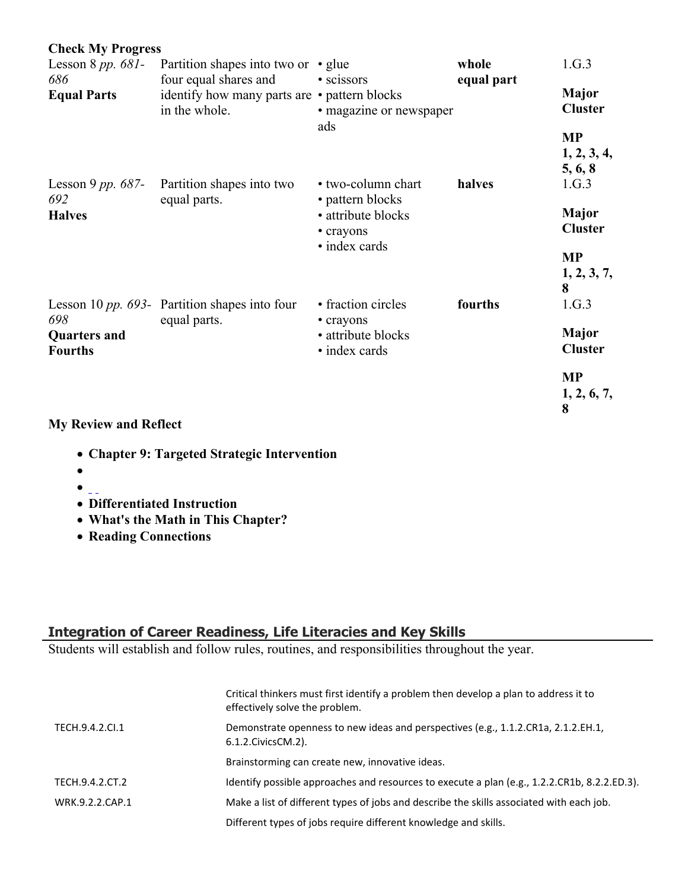**Check My Progress**

| | | | | |
|---|---|---|---|---|
| Lesson 8 *pp. 681-686* **Equal Parts** | Partition shapes into two or four equal shares and identify how many parts are in the whole. | • glue • scissors • pattern blocks • magazine or newspaper ads | **whole** **equal part** | 1.G.3 **Major Cluster** **MP 1, 2, 3, 4, 5, 6, 8** |
| Lesson 9 *pp. 687-692* **Halves** | Partition shapes into two equal parts. | • two-column chart • pattern blocks • attribute blocks • crayons • index cards | **halves** | 1.G.3 **Major Cluster** **MP 1, 2, 3, 7, 8** |
| Lesson 10 *pp. 693-698* **Quarters and Fourths** | Partition shapes into four equal parts. | • fraction circles • crayons • attribute blocks • index cards | **fourths** | 1.G.3 **Major Cluster** **MP 1, 2, 6, 7, 8** |

**My Review and Reflect**

- **Chapter 9: Targeted Strategic Intervention**
- 
- 
- **Differentiated Instruction**
- **What's the Math in This Chapter?**
- **Reading Connections**

## Integration of Career Readiness, Life Literacies and Key Skills

Students will establish and follow rules, routines, and responsibilities throughout the year.

| | |
|---|---|
| | Critical thinkers must first identify a problem then develop a plan to address it to effectively solve the problem. |
| TECH.9.4.2.CI.1 | Demonstrate openness to new ideas and perspectives (e.g., 1.1.2.CR1a, 2.1.2.EH.1, 6.1.2.CivicsCM.2). |
| | Brainstorming can create new, innovative ideas. |
| TECH.9.4.2.CT.2 | Identify possible approaches and resources to execute a plan (e.g., 1.2.2.CR1b, 8.2.2.ED.3). |
| WRK.9.2.2.CAP.1 | Make a list of different types of jobs and describe the skills associated with each job. |
| | Different types of jobs require different knowledge and skills. |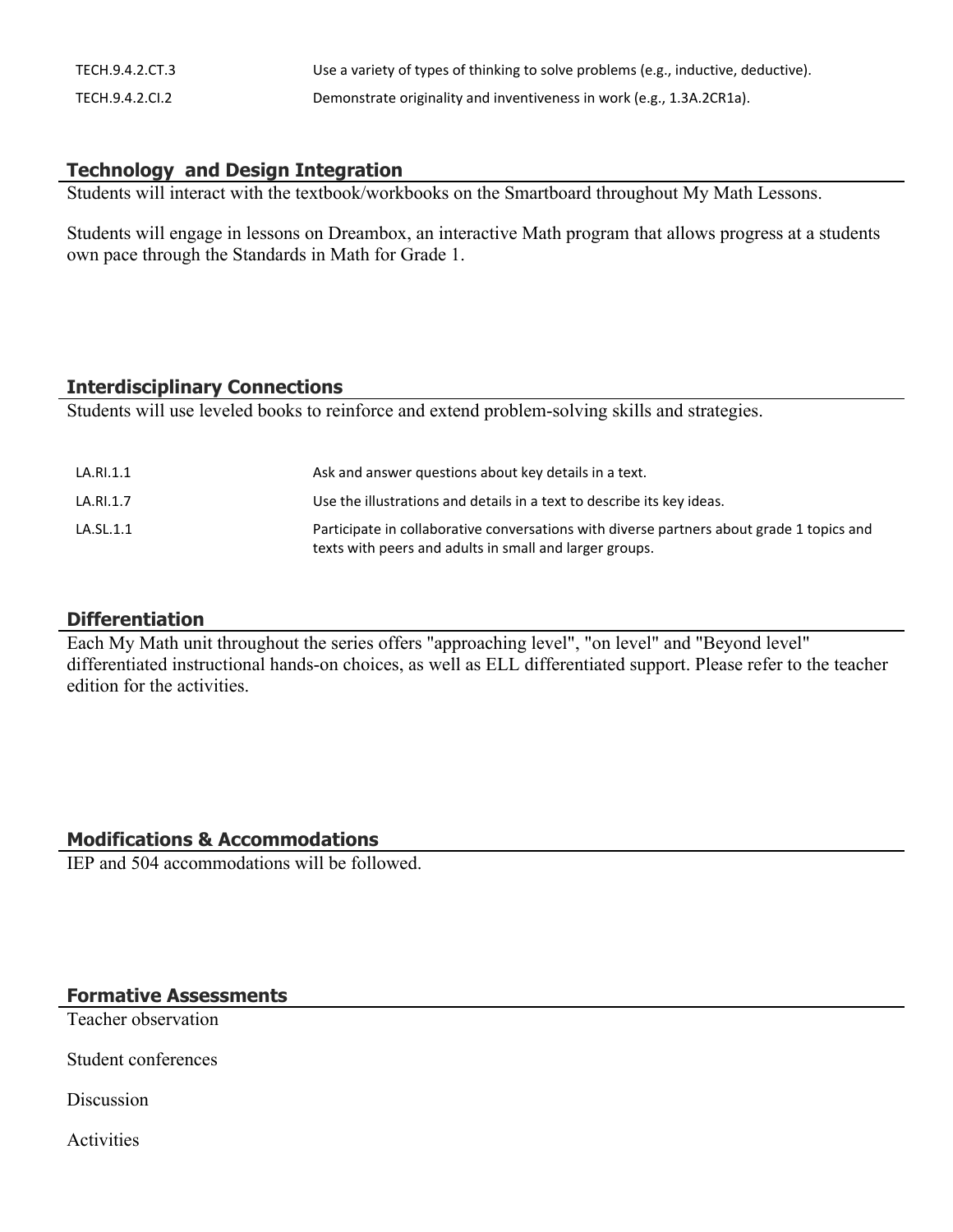| | |
|---|---|
| TECH.9.4.2.CT.3 | Use a variety of types of thinking to solve problems (e.g., inductive, deductive). |
| TECH.9.4.2.CI.2 | Demonstrate originality and inventiveness in work (e.g., 1.3A.2CR1a). |

## Technology and Design Integration

Students will interact with the textbook/workbooks on the Smartboard throughout My Math Lessons.

Students will engage in lessons on Dreambox, an interactive Math program that allows progress at a students own pace through the Standards in Math for Grade 1.

## Interdisciplinary Connections

Students will use leveled books to reinforce and extend problem-solving skills and strategies.

| | |
|---|---|
| LA.RI.1.1 | Ask and answer questions about key details in a text. |
| LA.RI.1.7 | Use the illustrations and details in a text to describe its key ideas. |
| LA.SL.1.1 | Participate in collaborative conversations with diverse partners about grade 1 topics and texts with peers and adults in small and larger groups. |

## Differentiation

Each My Math unit throughout the series offers "approaching level", "on level" and "Beyond level" differentiated instructional hands-on choices, as well as ELL differentiated support. Please refer to the teacher edition for the activities.

## Modifications & Accommodations

IEP and 504 accommodations will be followed.

## Formative Assessments

Teacher observation

Student conferences

Discussion

Activities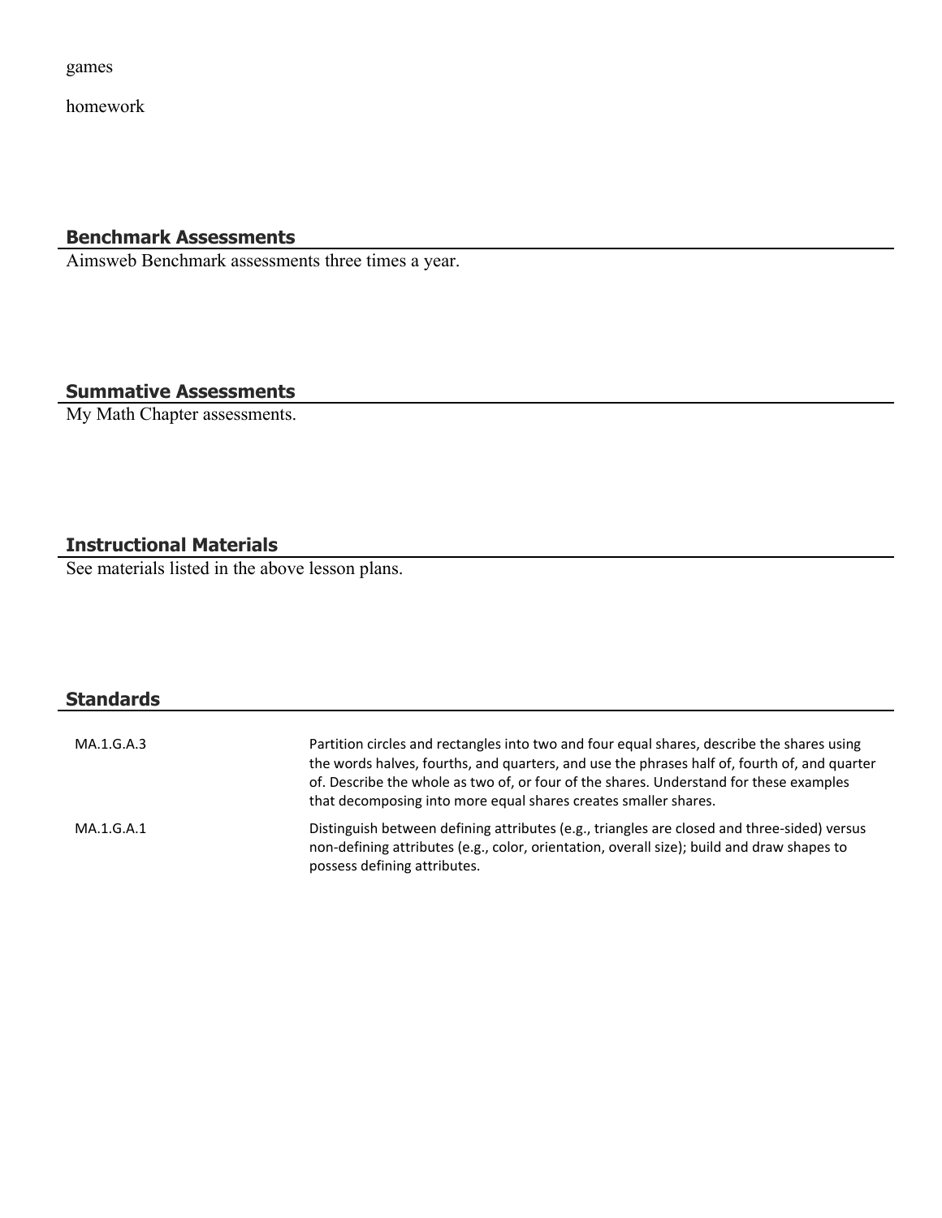games

homework

## Benchmark Assessments

Aimsweb Benchmark assessments three times a year.

## Summative Assessments

My Math Chapter assessments.

## Instructional Materials

See materials listed in the above lesson plans.

## Standards

| | |
|---|---|
| MA.1.G.A.3 | Partition circles and rectangles into two and four equal shares, describe the shares using the words halves, fourths, and quarters, and use the phrases half of, fourth of, and quarter of. Describe the whole as two of, or four of the shares. Understand for these examples that decomposing into more equal shares creates smaller shares. |
| MA.1.G.A.1 | Distinguish between defining attributes (e.g., triangles are closed and three-sided) versus non-defining attributes (e.g., color, orientation, overall size); build and draw shapes to possess defining attributes. |